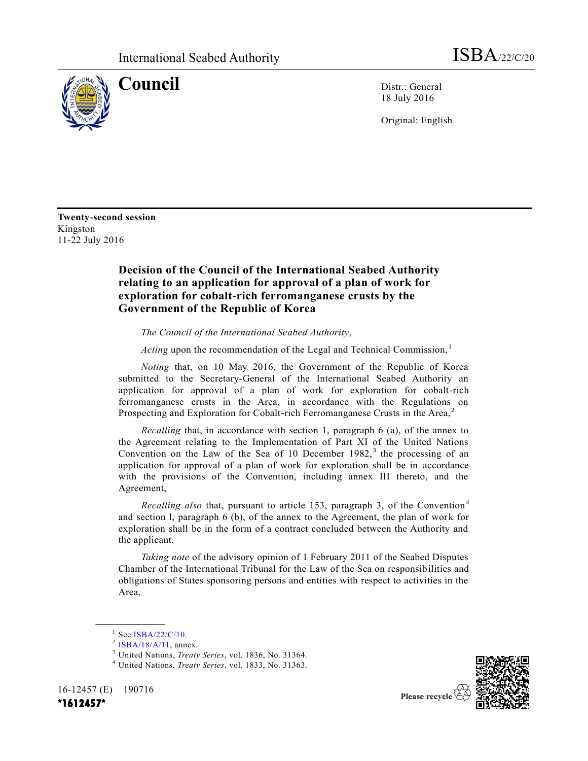International Seabed Authority — ISBA/22/C/20

# Council

Distr.: General
18 July 2016

Original: English

**Twenty-second session**
Kingston
11-22 July 2016

## Decision of the Council of the International Seabed Authority relating to an application for approval of a plan of work for exploration for cobalt-rich ferromanganese crusts by the Government of the Republic of Korea

*The Council of the International Seabed Authority*,

*Acting* upon the recommendation of the Legal and Technical Commission,[1]

*Noting* that, on 10 May 2016, the Government of the Republic of Korea submitted to the Secretary-General of the International Seabed Authority an application for approval of a plan of work for exploration for cobalt-rich ferromanganese crusts in the Area, in accordance with the Regulations on Prospecting and Exploration for Cobalt-rich Ferromanganese Crusts in the Area,[2]

*Recalling* that, in accordance with section 1, paragraph 6 (a), of the annex to the Agreement relating to the Implementation of Part XI of the United Nations Convention on the Law of the Sea of 10 December 1982,[3] the processing of an application for approval of a plan of work for exploration shall be in accordance with the provisions of the Convention, including annex III thereto, and the Agreement,

*Recalling also* that, pursuant to article 153, paragraph 3, of the Convention[4] and section l, paragraph 6 (b), of the annex to the Agreement, the plan of work for exploration shall be in the form of a contract concluded between the Authority and the applicant,

*Taking note* of the advisory opinion of 1 February 2011 of the Seabed Disputes Chamber of the International Tribunal for the Law of the Sea on responsibilities and obligations of States sponsoring persons and entities with respect to activities in the Area,

---

[1] See ISBA/22/C/10.

[2] ISBA/18/A/11, annex.

[3] United Nations, *Treaty Series*, vol. 1836, No. 31364.

[4] United Nations, *Treaty Series*, vol. 1833, No. 31363.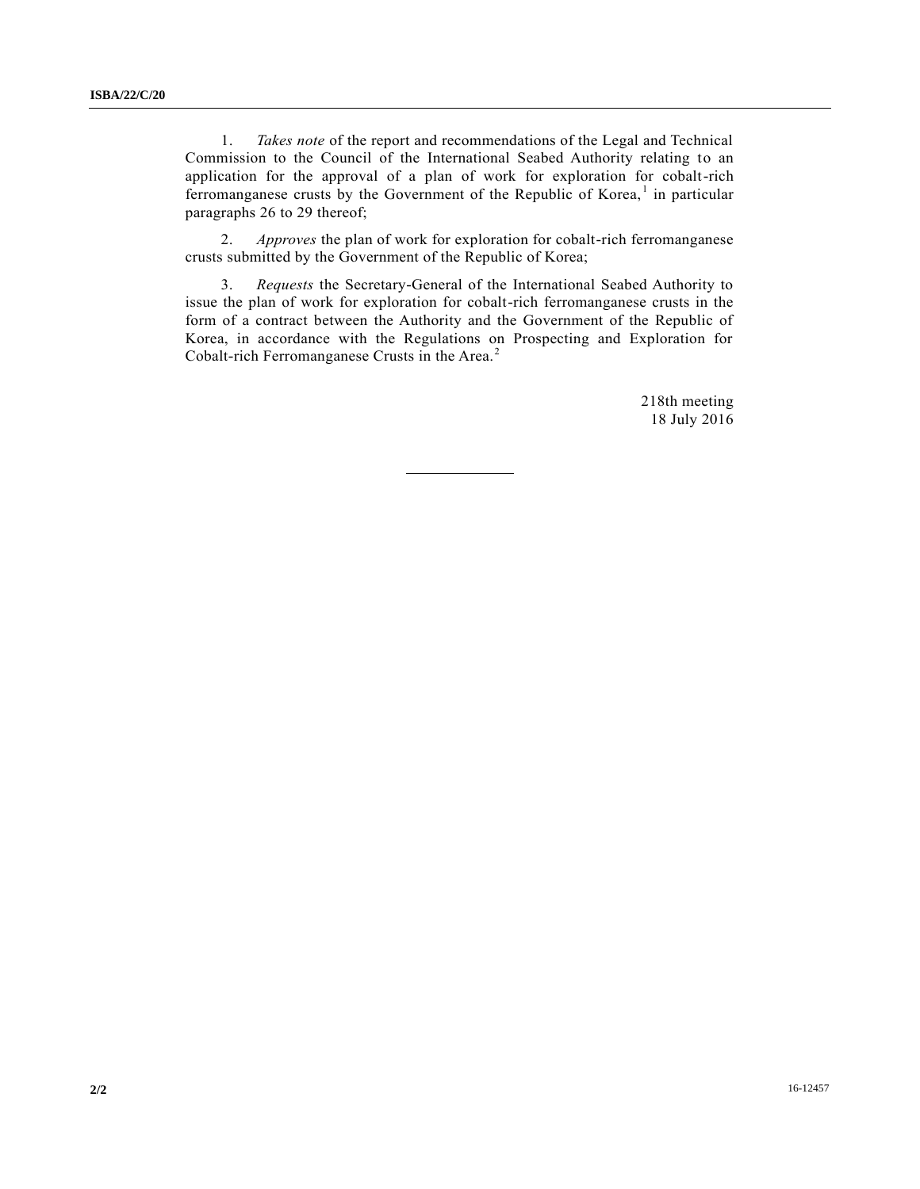1. *Takes note* of the report and recommendations of the Legal and Technical Commission to the Council of the International Seabed Authority relating to an application for the approval of a plan of work for exploration for cobalt-rich ferromanganese crusts by the Government of the Republic of Korea,[1] in particular paragraphs 26 to 29 thereof;

2. *Approves* the plan of work for exploration for cobalt-rich ferromanganese crusts submitted by the Government of the Republic of Korea;

3. *Requests* the Secretary-General of the International Seabed Authority to issue the plan of work for exploration for cobalt-rich ferromanganese crusts in the form of a contract between the Authority and the Government of the Republic of Korea, in accordance with the Regulations on Prospecting and Exploration for Cobalt-rich Ferromanganese Crusts in the Area.[2]

218th meeting
18 July 2016